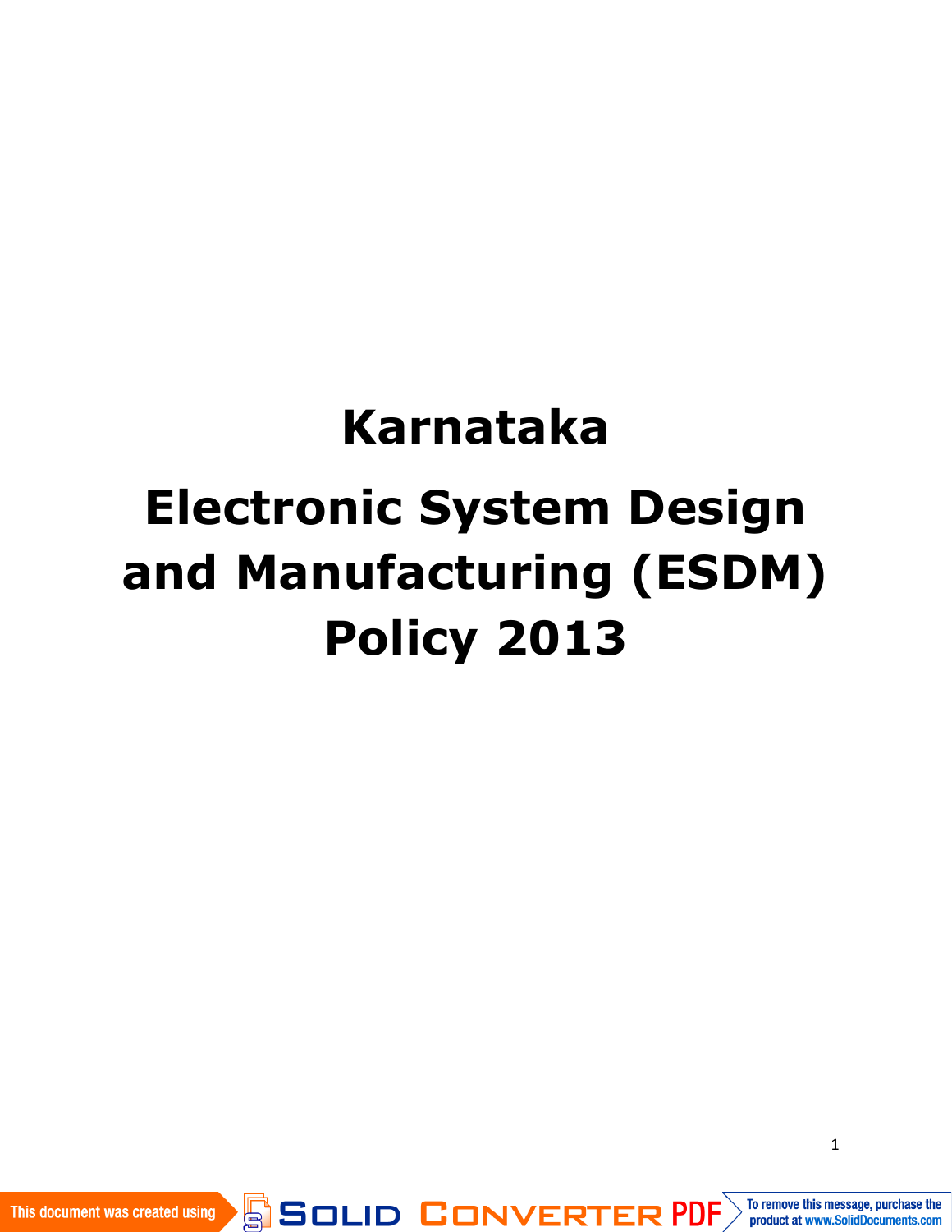# Karnataka

# Electronic System Design and Manufacturing (ESDM) Policy 2013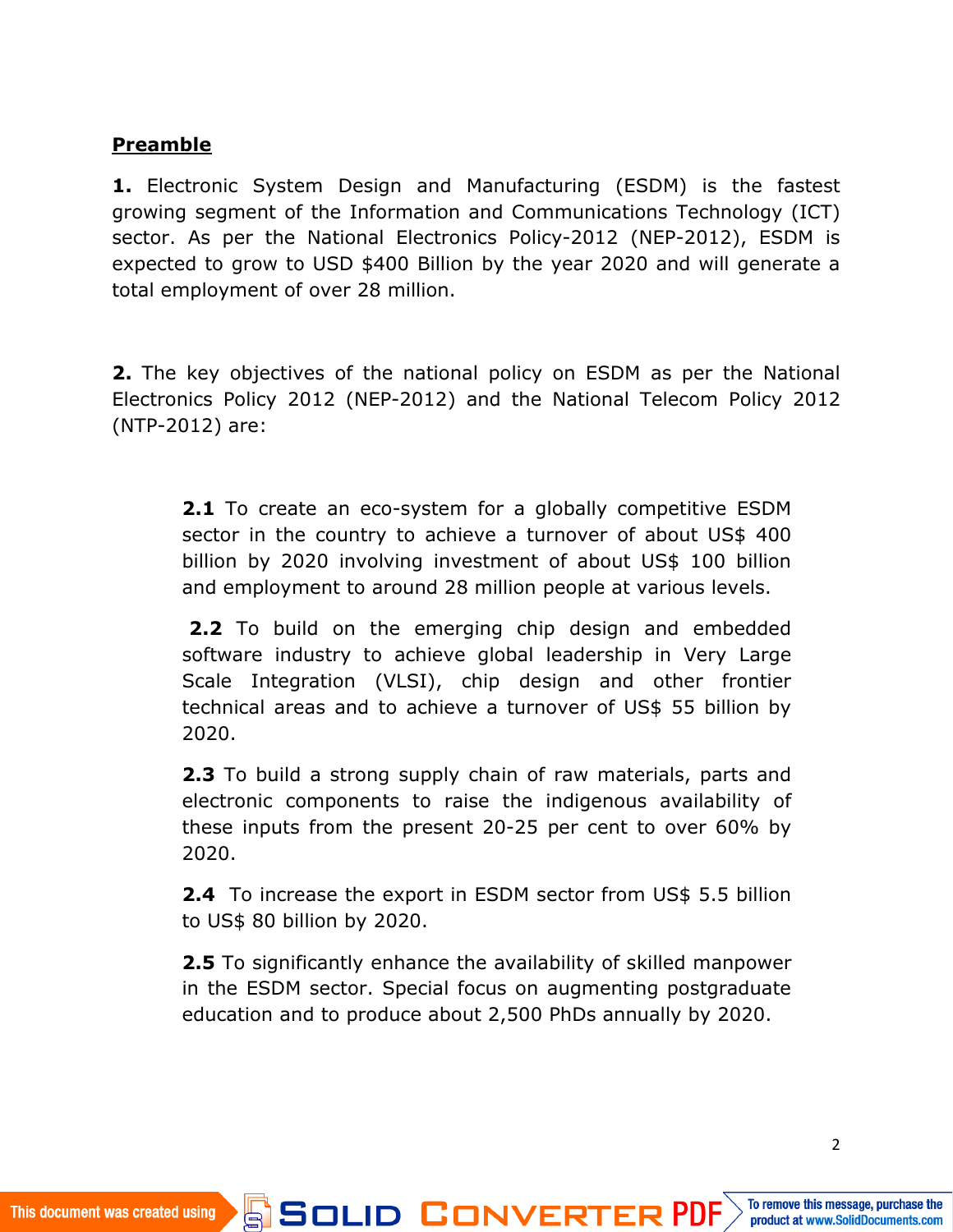## **Preamble**

**1.** Electronic System Design and Manufacturing (ESDM) is the fastest growing segment of the Information and Communications Technology (ICT) sector. As per the National Electronics Policy-2012 (NEP-2012), ESDM is expected to grow to USD $400 Billion by the year 2020 and will generate a total employment of over 28 million.

**2.** The key objectives of the national policy on ESDM as per the National Electronics Policy 2012 (NEP-2012) and the National Telecom Policy 2012 (NTP-2012) are:

> **2.1** To create an eco-system for a globally competitive ESDM sector in the country to achieve a turnover of about US$ 400 billion by 2020 involving investment of about US$ 100 billion and employment to around 28 million people at various levels.
>
> **2.2** To build on the emerging chip design and embedded software industry to achieve global leadership in Very Large Scale Integration (VLSI), chip design and other frontier technical areas and to achieve a turnover of US$ 55 billion by 2020.
>
> **2.3** To build a strong supply chain of raw materials, parts and electronic components to raise the indigenous availability of these inputs from the present 20-25 per cent to over 60% by 2020.
>
> **2.4** To increase the export in ESDM sector from US$ 5.5 billion to US$ 80 billion by 2020.
>
> **2.5** To significantly enhance the availability of skilled manpower in the ESDM sector. Special focus on augmenting postgraduate education and to produce about 2,500 PhDs annually by 2020.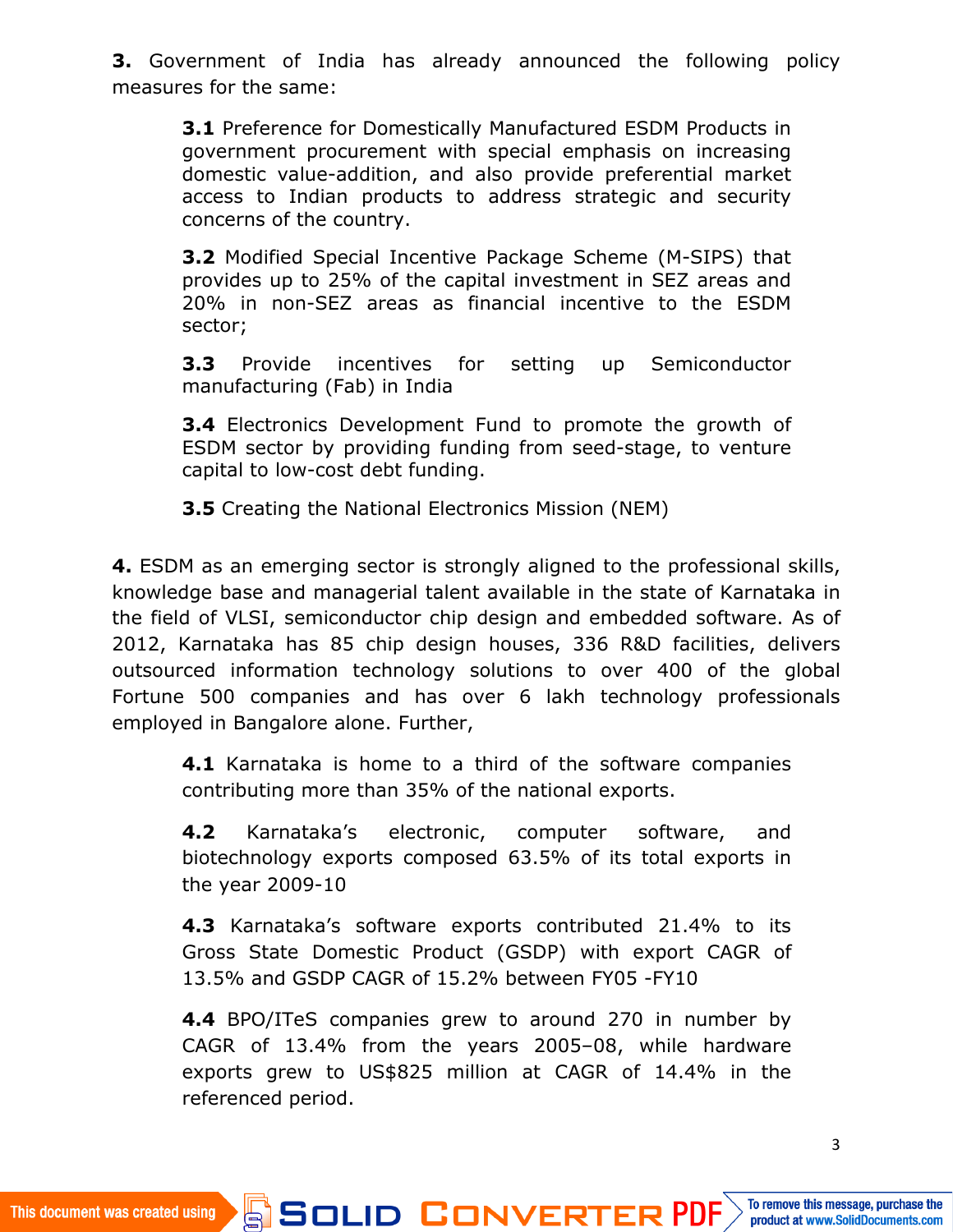**3.** Government of India has already announced the following policy measures for the same:

> **3.1** Preference for Domestically Manufactured ESDM Products in government procurement with special emphasis on increasing domestic value-addition, and also provide preferential market access to Indian products to address strategic and security concerns of the country.
>
> **3.2** Modified Special Incentive Package Scheme (M-SIPS) that provides up to 25% of the capital investment in SEZ areas and 20% in non-SEZ areas as financial incentive to the ESDM sector;
>
> **3.3** Provide incentives for setting up Semiconductor manufacturing (Fab) in India
>
> **3.4** Electronics Development Fund to promote the growth of ESDM sector by providing funding from seed-stage, to venture capital to low-cost debt funding.
>
> **3.5** Creating the National Electronics Mission (NEM)

**4.** ESDM as an emerging sector is strongly aligned to the professional skills, knowledge base and managerial talent available in the state of Karnataka in the field of VLSI, semiconductor chip design and embedded software. As of 2012, Karnataka has 85 chip design houses, 336 R&D facilities, delivers outsourced information technology solutions to over 400 of the global Fortune 500 companies and has over 6 lakh technology professionals employed in Bangalore alone. Further,

> **4.1** Karnataka is home to a third of the software companies contributing more than 35% of the national exports.
>
> **4.2** Karnataka's electronic, computer software, and biotechnology exports composed 63.5% of its total exports in the year 2009-10
>
> **4.3** Karnataka's software exports contributed 21.4% to its Gross State Domestic Product (GSDP) with export CAGR of 13.5% and GSDP CAGR of 15.2% between FY05 -FY10
>
> **4.4** BPO/ITeS companies grew to around 270 in number by CAGR of 13.4% from the years 2005–08, while hardware exports grew to US$825 million at CAGR of 14.4% in the referenced period.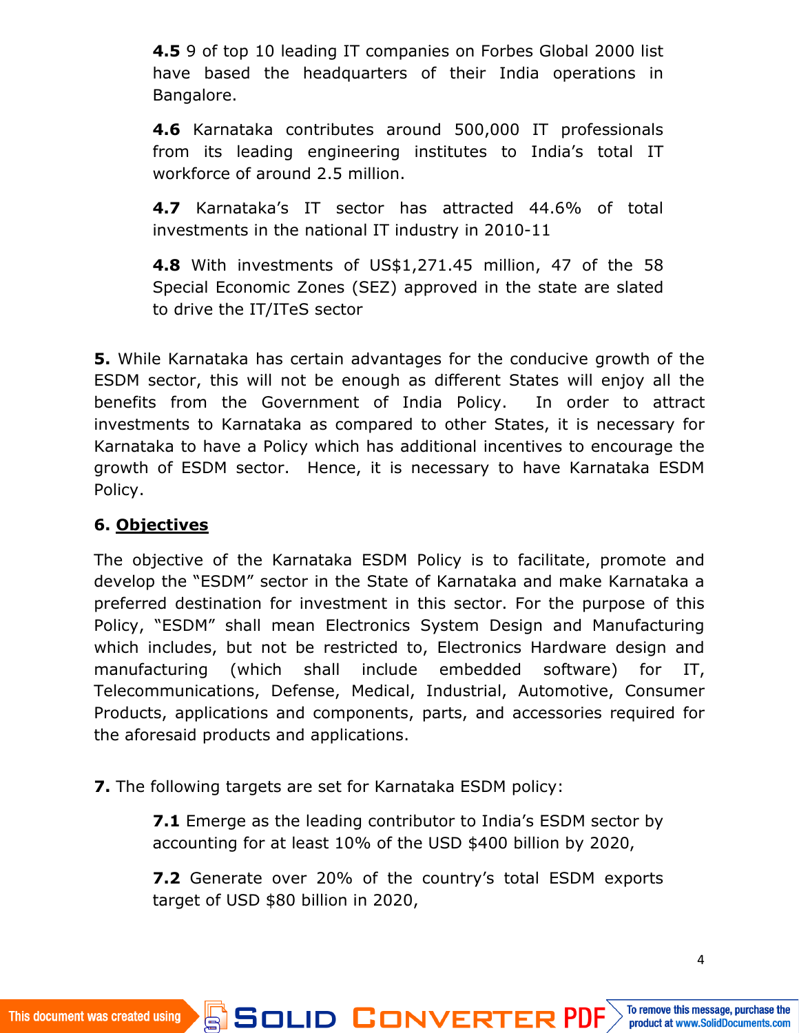**4.5** 9 of top 10 leading IT companies on Forbes Global 2000 list have based the headquarters of their India operations in Bangalore.

**4.6** Karnataka contributes around 500,000 IT professionals from its leading engineering institutes to India's total IT workforce of around 2.5 million.

**4.7** Karnataka's IT sector has attracted 44.6% of total investments in the national IT industry in 2010-11

**4.8** With investments of US$1,271.45 million, 47 of the 58 Special Economic Zones (SEZ) approved in the state are slated to drive the IT/ITeS sector

**5.** While Karnataka has certain advantages for the conducive growth of the ESDM sector, this will not be enough as different States will enjoy all the benefits from the Government of India Policy. In order to attract investments to Karnataka as compared to other States, it is necessary for Karnataka to have a Policy which has additional incentives to encourage the growth of ESDM sector. Hence, it is necessary to have Karnataka ESDM Policy.

## 6. Objectives

The objective of the Karnataka ESDM Policy is to facilitate, promote and develop the "ESDM" sector in the State of Karnataka and make Karnataka a preferred destination for investment in this sector. For the purpose of this Policy, "ESDM" shall mean Electronics System Design and Manufacturing which includes, but not be restricted to, Electronics Hardware design and manufacturing (which shall include embedded software) for IT, Telecommunications, Defense, Medical, Industrial, Automotive, Consumer Products, applications and components, parts, and accessories required for the aforesaid products and applications.

**7.** The following targets are set for Karnataka ESDM policy:

**7.1** Emerge as the leading contributor to India's ESDM sector by accounting for at least 10% of the USD $400 billion by 2020,

**7.2** Generate over 20% of the country's total ESDM exports target of USD $80 billion in 2020,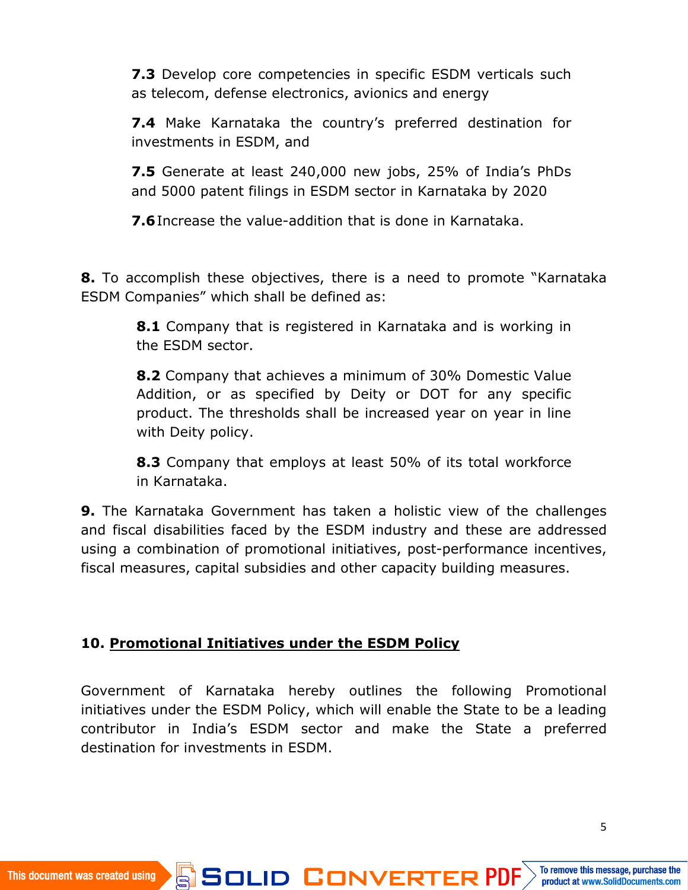**7.3** Develop core competencies in specific ESDM verticals such as telecom, defense electronics, avionics and energy

**7.4** Make Karnataka the country's preferred destination for investments in ESDM, and

**7.5** Generate at least 240,000 new jobs, 25% of India's PhDs and 5000 patent filings in ESDM sector in Karnataka by 2020

**7.6** Increase the value-addition that is done in Karnataka.

**8.** To accomplish these objectives, there is a need to promote "Karnataka ESDM Companies" which shall be defined as:

**8.1** Company that is registered in Karnataka and is working in the ESDM sector.

**8.2** Company that achieves a minimum of 30% Domestic Value Addition, or as specified by Deity or DOT for any specific product. The thresholds shall be increased year on year in line with Deity policy.

**8.3** Company that employs at least 50% of its total workforce in Karnataka.

**9.** The Karnataka Government has taken a holistic view of the challenges and fiscal disabilities faced by the ESDM industry and these are addressed using a combination of promotional initiatives, post-performance incentives, fiscal measures, capital subsidies and other capacity building measures.

## 10. Promotional Initiatives under the ESDM Policy

Government of Karnataka hereby outlines the following Promotional initiatives under the ESDM Policy, which will enable the State to be a leading contributor in India's ESDM sector and make the State a preferred destination for investments in ESDM.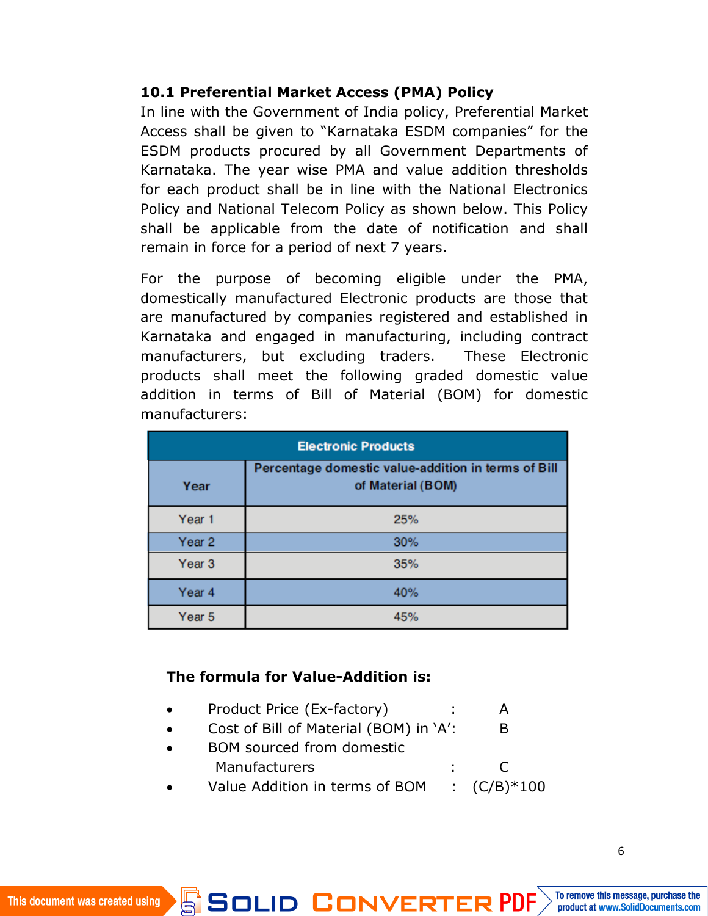### 10.1 Preferential Market Access (PMA) Policy

In line with the Government of India policy, Preferential Market Access shall be given to "Karnataka ESDM companies" for the ESDM products procured by all Government Departments of Karnataka. The year wise PMA and value addition thresholds for each product shall be in line with the National Electronics Policy and National Telecom Policy as shown below. This Policy shall be applicable from the date of notification and shall remain in force for a period of next 7 years.

For the purpose of becoming eligible under the PMA, domestically manufactured Electronic products are those that are manufactured by companies registered and established in Karnataka and engaged in manufacturing, including contract manufacturers, but excluding traders. These Electronic products shall meet the following graded domestic value addition in terms of Bill of Material (BOM) for domestic manufacturers:

| Electronic Products | |
|---|---|
| **Year** | **Percentage domestic value-addition in terms of Bill of Material (BOM)** |
| Year 1 | 25% |
| Year 2 | 30% |
| Year 3 | 35% |
| Year 4 | 40% |
| Year 5 | 45% |

**The formula for Value-Addition is:**

- Product Price (Ex-factory) : A
- Cost of Bill of Material (BOM) in 'A': B
- BOM sourced from domestic Manufacturers : C
- Value Addition in terms of BOM : $(C/B)*100$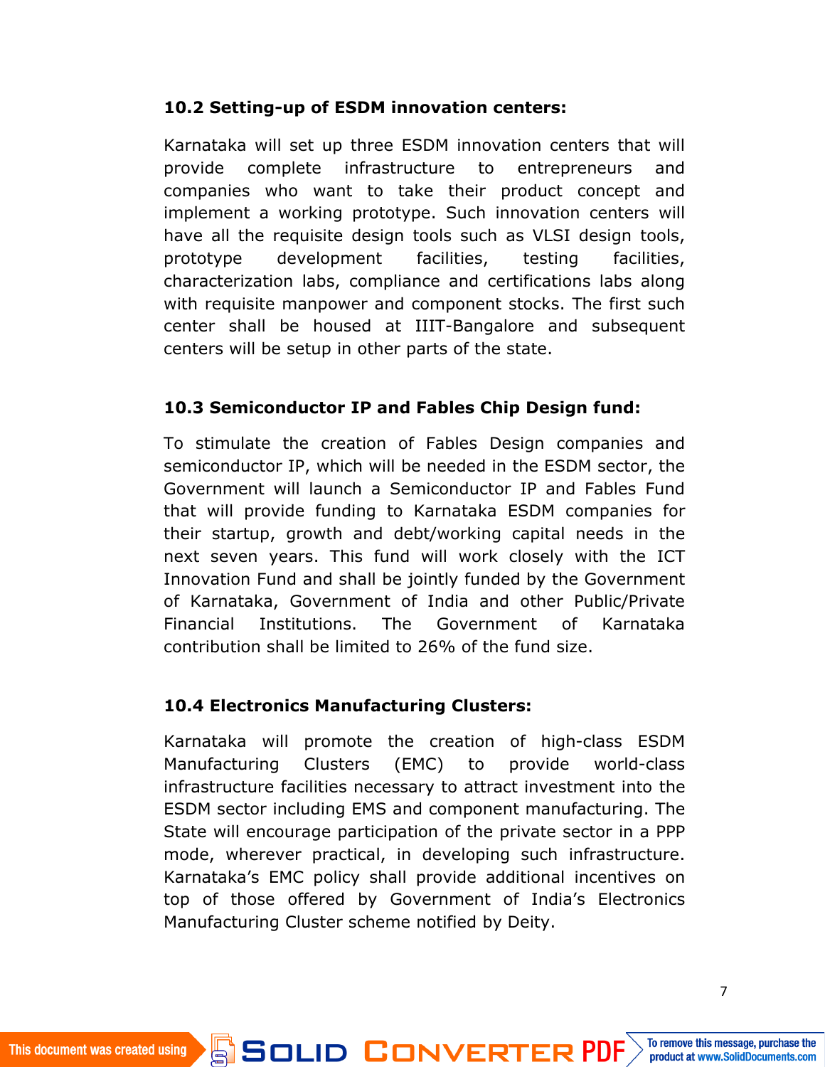### 10.2 Setting-up of ESDM innovation centers:

Karnataka will set up three ESDM innovation centers that will provide complete infrastructure to entrepreneurs and companies who want to take their product concept and implement a working prototype. Such innovation centers will have all the requisite design tools such as VLSI design tools, prototype development facilities, testing facilities, characterization labs, compliance and certifications labs along with requisite manpower and component stocks. The first such center shall be housed at IIIT-Bangalore and subsequent centers will be setup in other parts of the state.

### 10.3 Semiconductor IP and Fables Chip Design fund:

To stimulate the creation of Fables Design companies and semiconductor IP, which will be needed in the ESDM sector, the Government will launch a Semiconductor IP and Fables Fund that will provide funding to Karnataka ESDM companies for their startup, growth and debt/working capital needs in the next seven years. This fund will work closely with the ICT Innovation Fund and shall be jointly funded by the Government of Karnataka, Government of India and other Public/Private Financial Institutions. The Government of Karnataka contribution shall be limited to 26% of the fund size.

### 10.4 Electronics Manufacturing Clusters:

Karnataka will promote the creation of high-class ESDM Manufacturing Clusters (EMC) to provide world-class infrastructure facilities necessary to attract investment into the ESDM sector including EMS and component manufacturing. The State will encourage participation of the private sector in a PPP mode, wherever practical, in developing such infrastructure. Karnataka's EMC policy shall provide additional incentives on top of those offered by Government of India's Electronics Manufacturing Cluster scheme notified by Deity.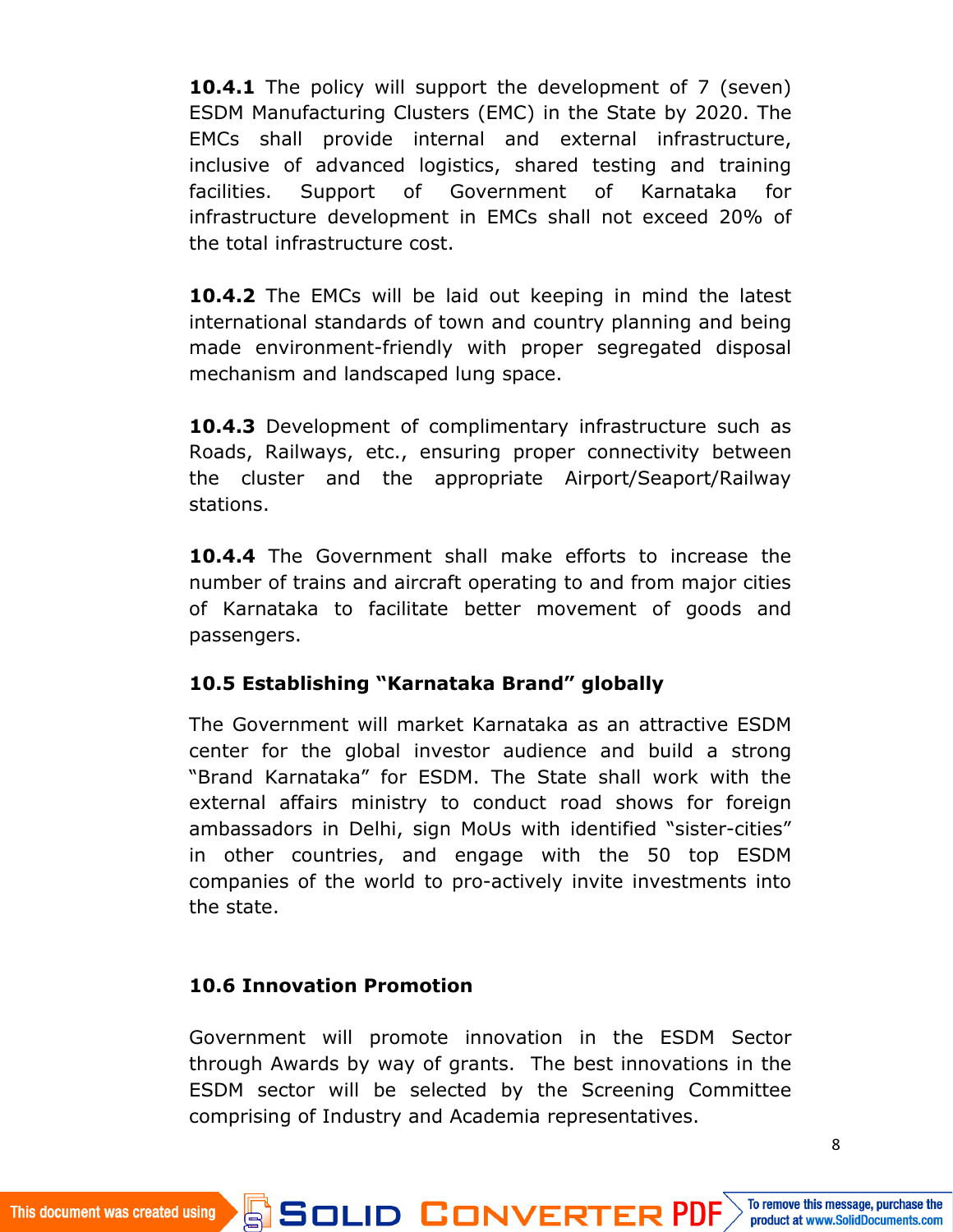**10.4.1** The policy will support the development of 7 (seven) ESDM Manufacturing Clusters (EMC) in the State by 2020. The EMCs shall provide internal and external infrastructure, inclusive of advanced logistics, shared testing and training facilities. Support of Government of Karnataka for infrastructure development in EMCs shall not exceed 20% of the total infrastructure cost.

**10.4.2** The EMCs will be laid out keeping in mind the latest international standards of town and country planning and being made environment-friendly with proper segregated disposal mechanism and landscaped lung space.

**10.4.3** Development of complimentary infrastructure such as Roads, Railways, etc., ensuring proper connectivity between the cluster and the appropriate Airport/Seaport/Railway stations.

**10.4.4** The Government shall make efforts to increase the number of trains and aircraft operating to and from major cities of Karnataka to facilitate better movement of goods and passengers.

### 10.5 Establishing "Karnataka Brand" globally

The Government will market Karnataka as an attractive ESDM center for the global investor audience and build a strong "Brand Karnataka" for ESDM. The State shall work with the external affairs ministry to conduct road shows for foreign ambassadors in Delhi, sign MoUs with identified "sister-cities" in other countries, and engage with the 50 top ESDM companies of the world to pro-actively invite investments into the state.

### 10.6 Innovation Promotion

Government will promote innovation in the ESDM Sector through Awards by way of grants. The best innovations in the ESDM sector will be selected by the Screening Committee comprising of Industry and Academia representatives.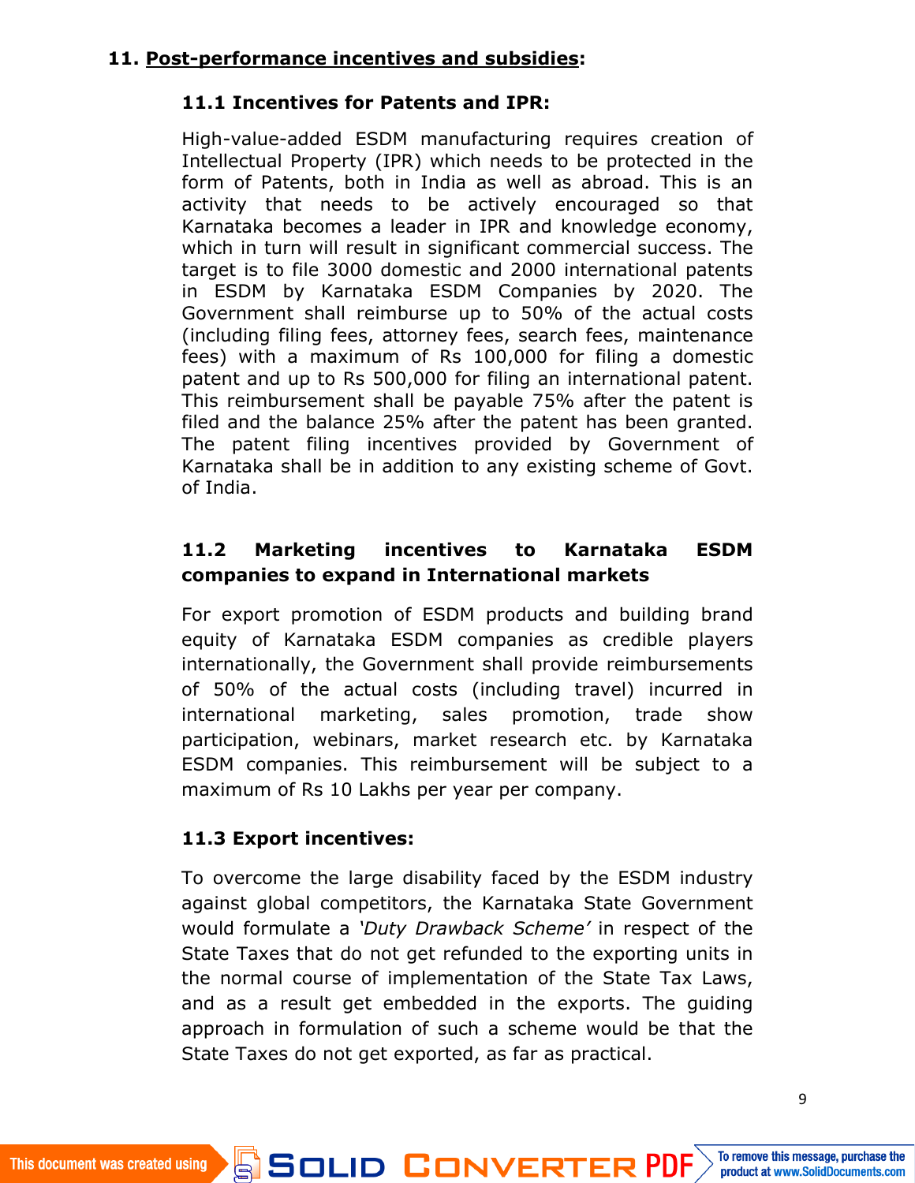## 11. <u>Post-performance incentives and subsidies</u>:

### 11.1 Incentives for Patents and IPR:

High-value-added ESDM manufacturing requires creation of Intellectual Property (IPR) which needs to be protected in the form of Patents, both in India as well as abroad. This is an activity that needs to be actively encouraged so that Karnataka becomes a leader in IPR and knowledge economy, which in turn will result in significant commercial success. The target is to file 3000 domestic and 2000 international patents in ESDM by Karnataka ESDM Companies by 2020. The Government shall reimburse up to 50% of the actual costs (including filing fees, attorney fees, search fees, maintenance fees) with a maximum of Rs 100,000 for filing a domestic patent and up to Rs 500,000 for filing an international patent. This reimbursement shall be payable 75% after the patent is filed and the balance 25% after the patent has been granted. The patent filing incentives provided by Government of Karnataka shall be in addition to any existing scheme of Govt. of India.

### 11.2 Marketing incentives to Karnataka ESDM companies to expand in International markets

For export promotion of ESDM products and building brand equity of Karnataka ESDM companies as credible players internationally, the Government shall provide reimbursements of 50% of the actual costs (including travel) incurred in international marketing, sales promotion, trade show participation, webinars, market research etc. by Karnataka ESDM companies. This reimbursement will be subject to a maximum of Rs 10 Lakhs per year per company.

### 11.3 Export incentives:

To overcome the large disability faced by the ESDM industry against global competitors, the Karnataka State Government would formulate a *'Duty Drawback Scheme'* in respect of the State Taxes that do not get refunded to the exporting units in the normal course of implementation of the State Tax Laws, and as a result get embedded in the exports. The guiding approach in formulation of such a scheme would be that the State Taxes do not get exported, as far as practical.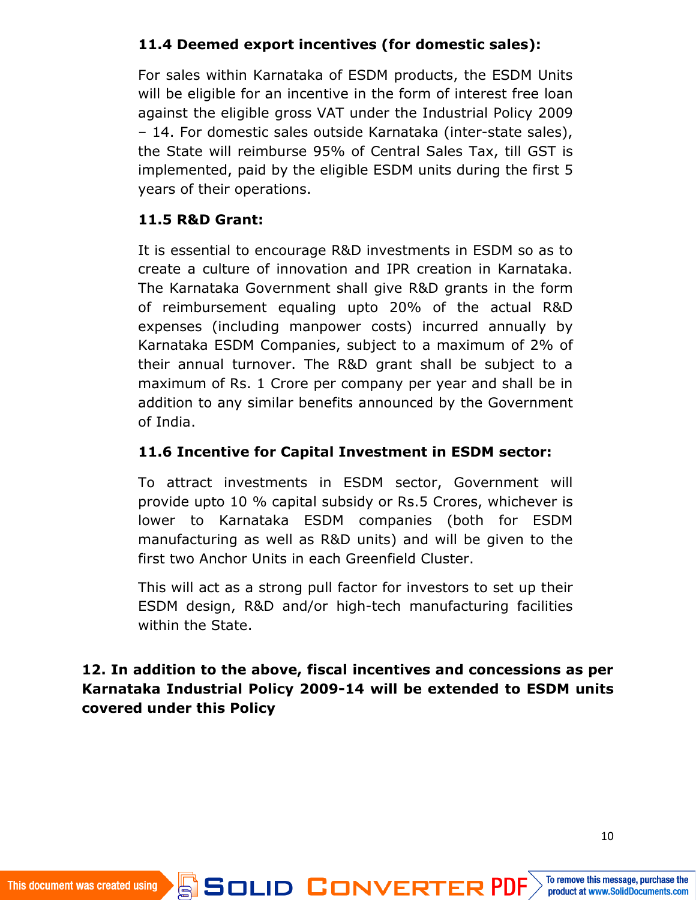### 11.4 Deemed export incentives (for domestic sales):

For sales within Karnataka of ESDM products, the ESDM Units will be eligible for an incentive in the form of interest free loan against the eligible gross VAT under the Industrial Policy 2009 – 14. For domestic sales outside Karnataka (inter-state sales), the State will reimburse 95% of Central Sales Tax, till GST is implemented, paid by the eligible ESDM units during the first 5 years of their operations.

### 11.5 R&D Grant:

It is essential to encourage R&D investments in ESDM so as to create a culture of innovation and IPR creation in Karnataka. The Karnataka Government shall give R&D grants in the form of reimbursement equaling upto 20% of the actual R&D expenses (including manpower costs) incurred annually by Karnataka ESDM Companies, subject to a maximum of 2% of their annual turnover. The R&D grant shall be subject to a maximum of Rs. 1 Crore per company per year and shall be in addition to any similar benefits announced by the Government of India.

### 11.6 Incentive for Capital Investment in ESDM sector:

To attract investments in ESDM sector, Government will provide upto 10 % capital subsidy or Rs.5 Crores, whichever is lower to Karnataka ESDM companies (both for ESDM manufacturing as well as R&D units) and will be given to the first two Anchor Units in each Greenfield Cluster.

This will act as a strong pull factor for investors to set up their ESDM design, R&D and/or high-tech manufacturing facilities within the State.

## 12. In addition to the above, fiscal incentives and concessions as per Karnataka Industrial Policy 2009-14 will be extended to ESDM units covered under this Policy